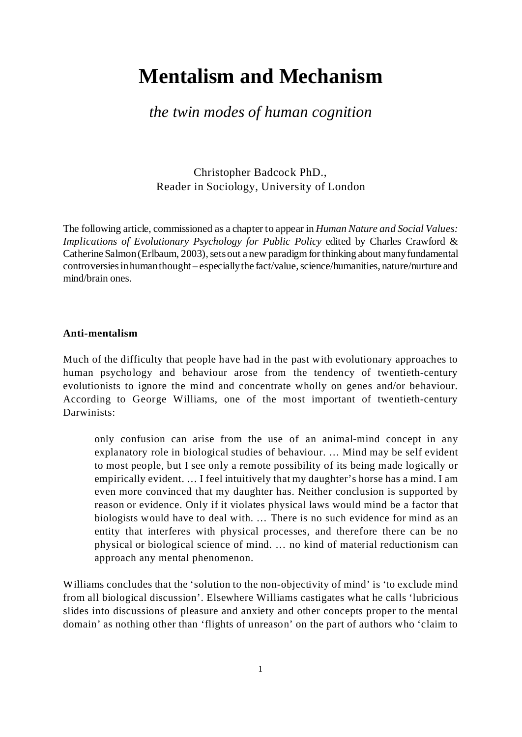# Mentalism and Mechanism

*the twin modes of human cognition*

Christopher Badcock PhD.,
Reader in Sociology, University of London

The following article, commissioned as a chapter to appear in *Human Nature and Social Values: Implications of Evolutionary Psychology for Public Policy* edited by Charles Crawford & Catherine Salmon (Erlbaum, 2003), sets out a new paradigm for thinking about many fundamental controversies in human thought – especially the fact/value, science/humanities, nature/nurture and mind/brain ones.

**Anti-mentalism**

Much of the difficulty that people have had in the past with evolutionary approaches to human psychology and behaviour arose from the tendency of twentieth-century evolutionists to ignore the mind and concentrate wholly on genes and/or behaviour. According to George Williams, one of the most important of twentieth-century Darwinists:

> only confusion can arise from the use of an animal-mind concept in any explanatory role in biological studies of behaviour. … Mind may be self evident to most people, but I see only a remote possibility of its being made logically or empirically evident. … I feel intuitively that my daughter's horse has a mind. I am even more convinced that my daughter has. Neither conclusion is supported by reason or evidence. Only if it violates physical laws would mind be a factor that biologists would have to deal with. … There is no such evidence for mind as an entity that interferes with physical processes, and therefore there can be no physical or biological science of mind. … no kind of material reductionism can approach any mental phenomenon.

Williams concludes that the 'solution to the non-objectivity of mind' is 'to exclude mind from all biological discussion'. Elsewhere Williams castigates what he calls 'lubricious slides into discussions of pleasure and anxiety and other concepts proper to the mental domain' as nothing other than 'flights of unreason' on the part of authors who 'claim to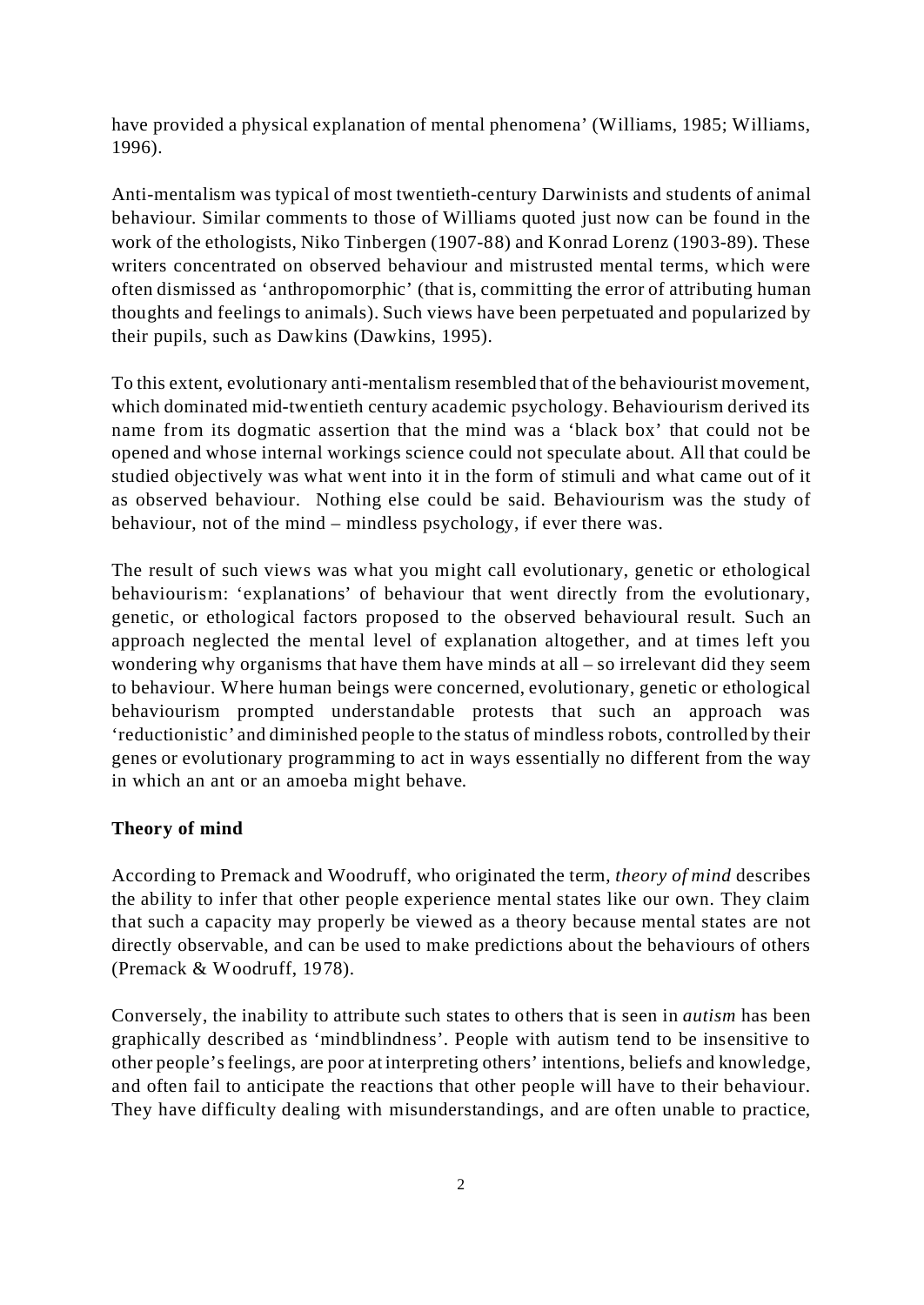have provided a physical explanation of mental phenomena' (Williams, 1985; Williams, 1996).

Anti-mentalism was typical of most twentieth-century Darwinists and students of animal behaviour. Similar comments to those of Williams quoted just now can be found in the work of the ethologists, Niko Tinbergen (1907-88) and Konrad Lorenz (1903-89). These writers concentrated on observed behaviour and mistrusted mental terms, which were often dismissed as 'anthropomorphic' (that is, committing the error of attributing human thoughts and feelings to animals). Such views have been perpetuated and popularized by their pupils, such as Dawkins (Dawkins, 1995).

To this extent, evolutionary anti-mentalism resembled that of the behaviourist movement, which dominated mid-twentieth century academic psychology. Behaviourism derived its name from its dogmatic assertion that the mind was a 'black box' that could not be opened and whose internal workings science could not speculate about. All that could be studied objectively was what went into it in the form of stimuli and what came out of it as observed behaviour. Nothing else could be said. Behaviourism was the study of behaviour, not of the mind – mindless psychology, if ever there was.

The result of such views was what you might call evolutionary, genetic or ethological behaviourism: 'explanations' of behaviour that went directly from the evolutionary, genetic, or ethological factors proposed to the observed behavioural result. Such an approach neglected the mental level of explanation altogether, and at times left you wondering why organisms that have them have minds at all – so irrelevant did they seem to behaviour. Where human beings were concerned, evolutionary, genetic or ethological behaviourism prompted understandable protests that such an approach was 'reductionistic' and diminished people to the status of mindless robots, controlled by their genes or evolutionary programming to act in ways essentially no different from the way in which an ant or an amoeba might behave.

**Theory of mind**

According to Premack and Woodruff, who originated the term, *theory of mind* describes the ability to infer that other people experience mental states like our own. They claim that such a capacity may properly be viewed as a theory because mental states are not directly observable, and can be used to make predictions about the behaviours of others (Premack & Woodruff, 1978).

Conversely, the inability to attribute such states to others that is seen in *autism* has been graphically described as 'mindblindness'. People with autism tend to be insensitive to other people's feelings, are poor at interpreting others' intentions, beliefs and knowledge, and often fail to anticipate the reactions that other people will have to their behaviour. They have difficulty dealing with misunderstandings, and are often unable to practice,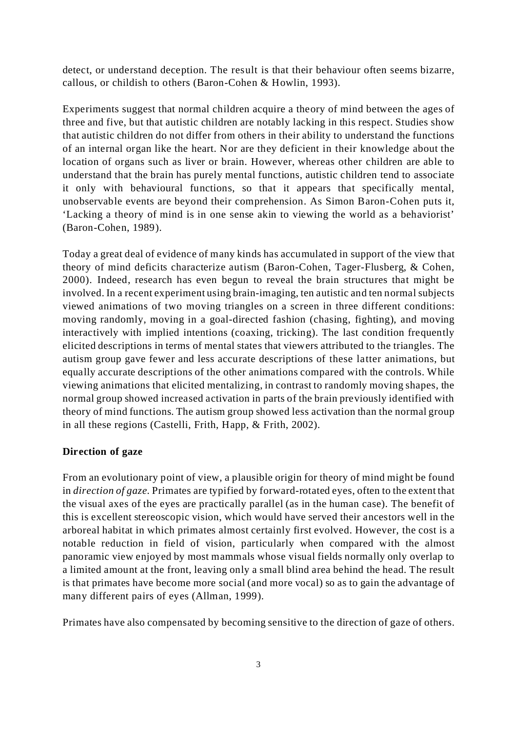detect, or understand deception. The result is that their behaviour often seems bizarre, callous, or childish to others (Baron-Cohen & Howlin, 1993).

Experiments suggest that normal children acquire a theory of mind between the ages of three and five, but that autistic children are notably lacking in this respect. Studies show that autistic children do not differ from others in their ability to understand the functions of an internal organ like the heart. Nor are they deficient in their knowledge about the location of organs such as liver or brain. However, whereas other children are able to understand that the brain has purely mental functions, autistic children tend to associate it only with behavioural functions, so that it appears that specifically mental, unobservable events are beyond their comprehension. As Simon Baron-Cohen puts it, 'Lacking a theory of mind is in one sense akin to viewing the world as a behaviorist' (Baron-Cohen, 1989).

Today a great deal of evidence of many kinds has accumulated in support of the view that theory of mind deficits characterize autism (Baron-Cohen, Tager-Flusberg, & Cohen, 2000). Indeed, research has even begun to reveal the brain structures that might be involved. In a recent experiment using brain-imaging, ten autistic and ten normal subjects viewed animations of two moving triangles on a screen in three different conditions: moving randomly, moving in a goal-directed fashion (chasing, fighting), and moving interactively with implied intentions (coaxing, tricking). The last condition frequently elicited descriptions in terms of mental states that viewers attributed to the triangles. The autism group gave fewer and less accurate descriptions of these latter animations, but equally accurate descriptions of the other animations compared with the controls. While viewing animations that elicited mentalizing, in contrast to randomly moving shapes, the normal group showed increased activation in parts of the brain previously identified with theory of mind functions. The autism group showed less activation than the normal group in all these regions (Castelli, Frith, Happ, & Frith, 2002).

**Direction of gaze**

From an evolutionary point of view, a plausible origin for theory of mind might be found in *direction of gaze.* Primates are typified by forward-rotated eyes, often to the extent that the visual axes of the eyes are practically parallel (as in the human case). The benefit of this is excellent stereoscopic vision, which would have served their ancestors well in the arboreal habitat in which primates almost certainly first evolved. However, the cost is a notable reduction in field of vision, particularly when compared with the almost panoramic view enjoyed by most mammals whose visual fields normally only overlap to a limited amount at the front, leaving only a small blind area behind the head. The result is that primates have become more social (and more vocal) so as to gain the advantage of many different pairs of eyes (Allman, 1999).

Primates have also compensated by becoming sensitive to the direction of gaze of others.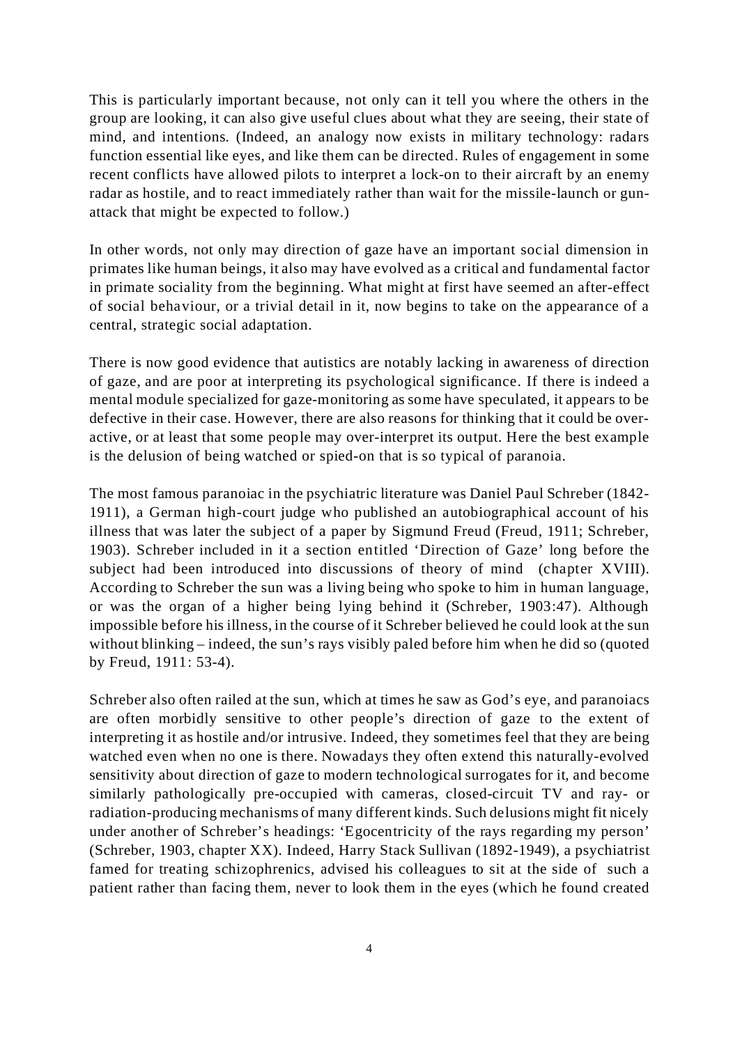This is particularly important because, not only can it tell you where the others in the group are looking, it can also give useful clues about what they are seeing, their state of mind, and intentions. (Indeed, an analogy now exists in military technology: radars function essential like eyes, and like them can be directed. Rules of engagement in some recent conflicts have allowed pilots to interpret a lock-on to their aircraft by an enemy radar as hostile, and to react immediately rather than wait for the missile-launch or gun-attack that might be expected to follow.)

In other words, not only may direction of gaze have an important social dimension in primates like human beings, it also may have evolved as a critical and fundamental factor in primate sociality from the beginning. What might at first have seemed an after-effect of social behaviour, or a trivial detail in it, now begins to take on the appearance of a central, strategic social adaptation.

There is now good evidence that autistics are notably lacking in awareness of direction of gaze, and are poor at interpreting its psychological significance. If there is indeed a mental module specialized for gaze-monitoring as some have speculated, it appears to be defective in their case. However, there are also reasons for thinking that it could be over-active, or at least that some people may over-interpret its output. Here the best example is the delusion of being watched or spied-on that is so typical of paranoia.

The most famous paranoiac in the psychiatric literature was Daniel Paul Schreber (1842-1911), a German high-court judge who published an autobiographical account of his illness that was later the subject of a paper by Sigmund Freud (Freud, 1911; Schreber, 1903). Schreber included in it a section entitled 'Direction of Gaze' long before the subject had been introduced into discussions of theory of mind (chapter XVIII). According to Schreber the sun was a living being who spoke to him in human language, or was the organ of a higher being lying behind it (Schreber, 1903:47). Although impossible before his illness, in the course of it Schreber believed he could look at the sun without blinking – indeed, the sun's rays visibly paled before him when he did so (quoted by Freud, 1911: 53-4).

Schreber also often railed at the sun, which at times he saw as God's eye, and paranoiacs are often morbidly sensitive to other people's direction of gaze to the extent of interpreting it as hostile and/or intrusive. Indeed, they sometimes feel that they are being watched even when no one is there. Nowadays they often extend this naturally-evolved sensitivity about direction of gaze to modern technological surrogates for it, and become similarly pathologically pre-occupied with cameras, closed-circuit TV and ray- or radiation-producing mechanisms of many different kinds. Such delusions might fit nicely under another of Schreber's headings: 'Egocentricity of the rays regarding my person' (Schreber, 1903, chapter XX). Indeed, Harry Stack Sullivan (1892-1949), a psychiatrist famed for treating schizophrenics, advised his colleagues to sit at the side of such a patient rather than facing them, never to look them in the eyes (which he found created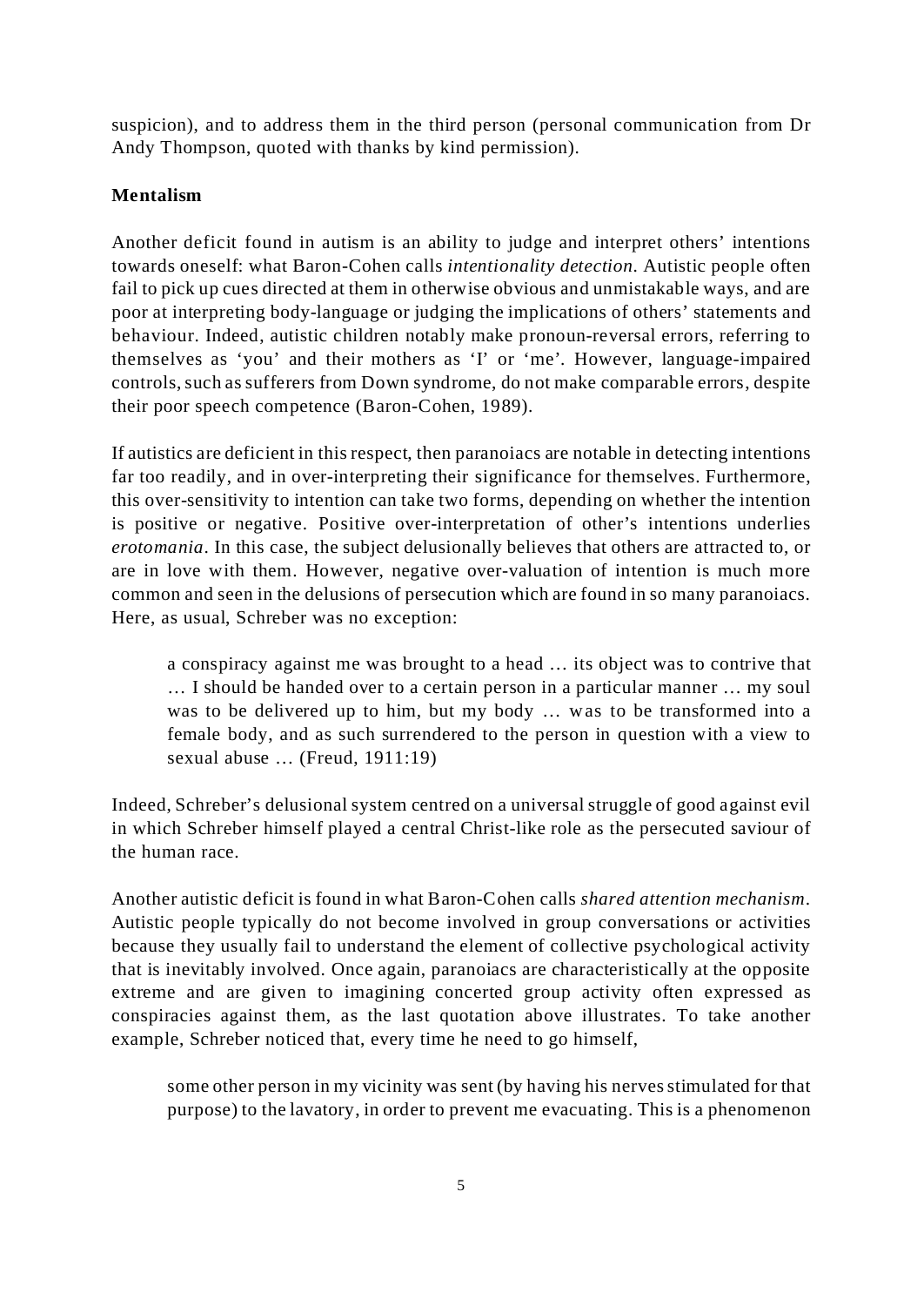suspicion), and to address them in the third person (personal communication from Dr Andy Thompson, quoted with thanks by kind permission).

**Mentalism**

Another deficit found in autism is an ability to judge and interpret others' intentions towards oneself: what Baron-Cohen calls *intentionality detection*. Autistic people often fail to pick up cues directed at them in otherwise obvious and unmistakable ways, and are poor at interpreting body-language or judging the implications of others' statements and behaviour. Indeed, autistic children notably make pronoun-reversal errors, referring to themselves as 'you' and their mothers as 'I' or 'me'. However, language-impaired controls, such as sufferers from Down syndrome, do not make comparable errors, despite their poor speech competence (Baron-Cohen, 1989).

If autistics are deficient in this respect, then paranoiacs are notable in detecting intentions far too readily, and in over-interpreting their significance for themselves. Furthermore, this over-sensitivity to intention can take two forms, depending on whether the intention is positive or negative. Positive over-interpretation of other's intentions underlies *erotomania*. In this case, the subject delusionally believes that others are attracted to, or are in love with them. However, negative over-valuation of intention is much more common and seen in the delusions of persecution which are found in so many paranoiacs. Here, as usual, Schreber was no exception:

> a conspiracy against me was brought to a head … its object was to contrive that … I should be handed over to a certain person in a particular manner … my soul was to be delivered up to him, but my body … was to be transformed into a female body, and as such surrendered to the person in question with a view to sexual abuse … (Freud, 1911:19)

Indeed, Schreber's delusional system centred on a universal struggle of good against evil in which Schreber himself played a central Christ-like role as the persecuted saviour of the human race.

Another autistic deficit is found in what Baron-Cohen calls *shared attention mechanism*. Autistic people typically do not become involved in group conversations or activities because they usually fail to understand the element of collective psychological activity that is inevitably involved. Once again, paranoiacs are characteristically at the opposite extreme and are given to imagining concerted group activity often expressed as conspiracies against them, as the last quotation above illustrates. To take another example, Schreber noticed that, every time he need to go himself,

> some other person in my vicinity was sent (by having his nerves stimulated for that purpose) to the lavatory, in order to prevent me evacuating. This is a phenomenon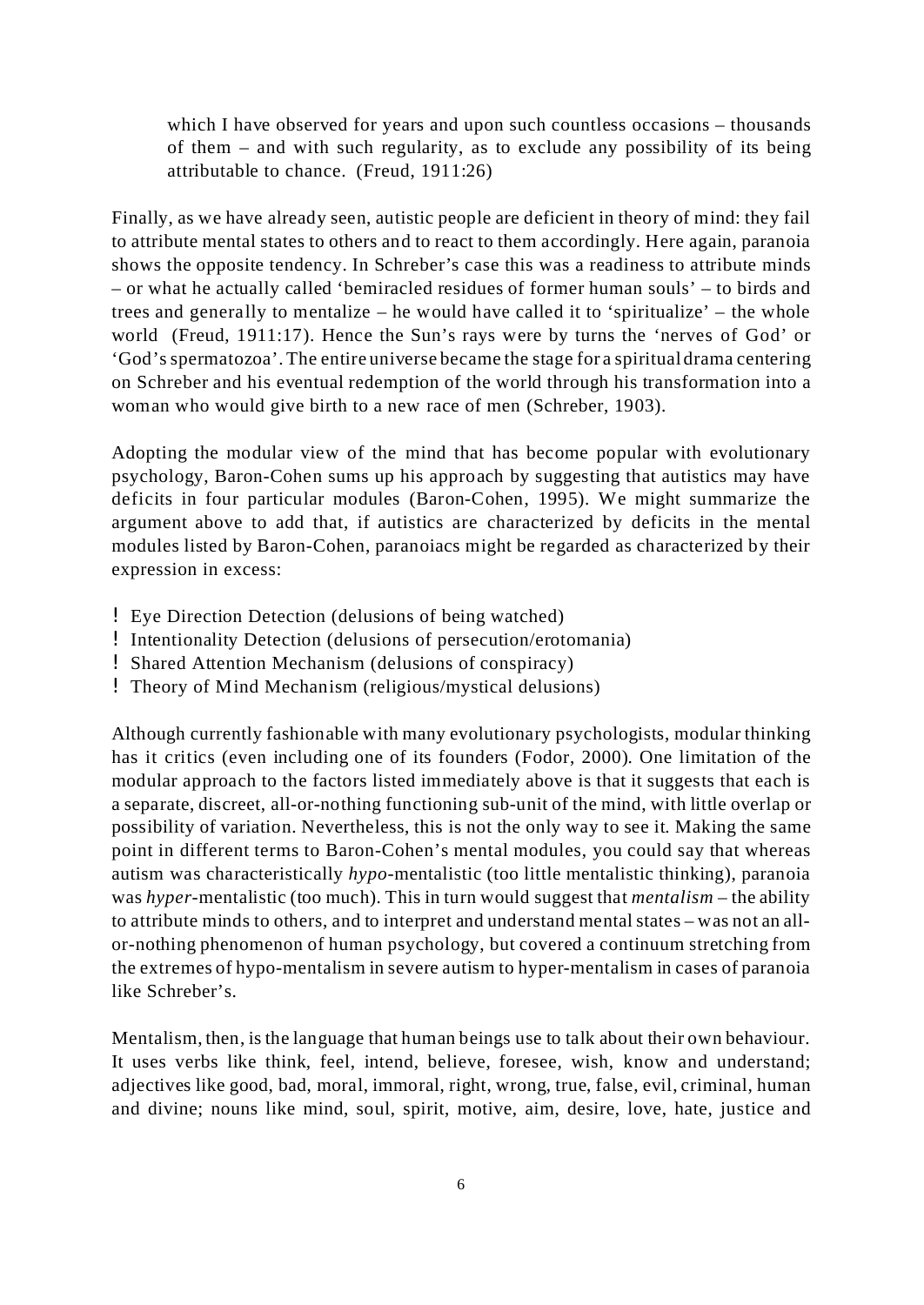> which I have observed for years and upon such countless occasions – thousands of them – and with such regularity, as to exclude any possibility of its being attributable to chance. (Freud, 1911:26)

Finally, as we have already seen, autistic people are deficient in theory of mind: they fail to attribute mental states to others and to react to them accordingly. Here again, paranoia shows the opposite tendency. In Schreber's case this was a readiness to attribute minds – or what he actually called 'bemiracled residues of former human souls' – to birds and trees and generally to mentalize – he would have called it to 'spiritualize' – the whole world (Freud, 1911:17). Hence the Sun's rays were by turns the 'nerves of God' or 'God's spermatozoa'. The entire universe became the stage for a spiritual drama centering on Schreber and his eventual redemption of the world through his transformation into a woman who would give birth to a new race of men (Schreber, 1903).

Adopting the modular view of the mind that has become popular with evolutionary psychology, Baron-Cohen sums up his approach by suggesting that autistics may have deficits in four particular modules (Baron-Cohen, 1995). We might summarize the argument above to add that, if autistics are characterized by deficits in the mental modules listed by Baron-Cohen, paranoiacs might be regarded as characterized by their expression in excess:

- Eye Direction Detection (delusions of being watched)
- Intentionality Detection (delusions of persecution/erotomania)
- Shared Attention Mechanism (delusions of conspiracy)
- Theory of Mind Mechanism (religious/mystical delusions)

Although currently fashionable with many evolutionary psychologists, modular thinking has it critics (even including one of its founders (Fodor, 2000). One limitation of the modular approach to the factors listed immediately above is that it suggests that each is a separate, discreet, all-or-nothing functioning sub-unit of the mind, with little overlap or possibility of variation. Nevertheless, this is not the only way to see it. Making the same point in different terms to Baron-Cohen's mental modules, you could say that whereas autism was characteristically *hypo*-mentalistic (too little mentalistic thinking), paranoia was *hyper*-mentalistic (too much). This in turn would suggest that *mentalism* – the ability to attribute minds to others, and to interpret and understand mental states – was not an all-or-nothing phenomenon of human psychology, but covered a continuum stretching from the extremes of hypo-mentalism in severe autism to hyper-mentalism in cases of paranoia like Schreber's.

Mentalism, then, is the language that human beings use to talk about their own behaviour. It uses verbs like think, feel, intend, believe, foresee, wish, know and understand; adjectives like good, bad, moral, immoral, right, wrong, true, false, evil, criminal, human and divine; nouns like mind, soul, spirit, motive, aim, desire, love, hate, justice and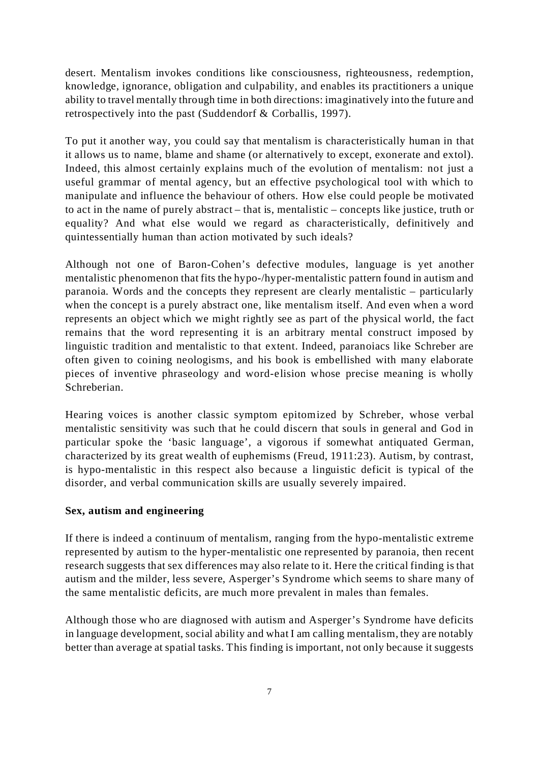desert. Mentalism invokes conditions like consciousness, righteousness, redemption, knowledge, ignorance, obligation and culpability, and enables its practitioners a unique ability to travel mentally through time in both directions: imaginatively into the future and retrospectively into the past (Suddendorf & Corballis, 1997).

To put it another way, you could say that mentalism is characteristically human in that it allows us to name, blame and shame (or alternatively to except, exonerate and extol). Indeed, this almost certainly explains much of the evolution of mentalism: not just a useful grammar of mental agency, but an effective psychological tool with which to manipulate and influence the behaviour of others. How else could people be motivated to act in the name of purely abstract – that is, mentalistic – concepts like justice, truth or equality? And what else would we regard as characteristically, definitively and quintessentially human than action motivated by such ideals?

Although not one of Baron-Cohen's defective modules, language is yet another mentalistic phenomenon that fits the hypo-/hyper-mentalistic pattern found in autism and paranoia. Words and the concepts they represent are clearly mentalistic – particularly when the concept is a purely abstract one, like mentalism itself. And even when a word represents an object which we might rightly see as part of the physical world, the fact remains that the word representing it is an arbitrary mental construct imposed by linguistic tradition and mentalistic to that extent. Indeed, paranoiacs like Schreber are often given to coining neologisms, and his book is embellished with many elaborate pieces of inventive phraseology and word-elision whose precise meaning is wholly Schreberian.

Hearing voices is another classic symptom epitomized by Schreber, whose verbal mentalistic sensitivity was such that he could discern that souls in general and God in particular spoke the 'basic language', a vigorous if somewhat antiquated German, characterized by its great wealth of euphemisms (Freud, 1911:23). Autism, by contrast, is hypo-mentalistic in this respect also because a linguistic deficit is typical of the disorder, and verbal communication skills are usually severely impaired.

**Sex, autism and engineering**

If there is indeed a continuum of mentalism, ranging from the hypo-mentalistic extreme represented by autism to the hyper-mentalistic one represented by paranoia, then recent research suggests that sex differences may also relate to it. Here the critical finding is that autism and the milder, less severe, Asperger's Syndrome which seems to share many of the same mentalistic deficits, are much more prevalent in males than females.

Although those who are diagnosed with autism and Asperger's Syndrome have deficits in language development, social ability and what I am calling mentalism, they are notably better than average at spatial tasks. This finding is important, not only because it suggests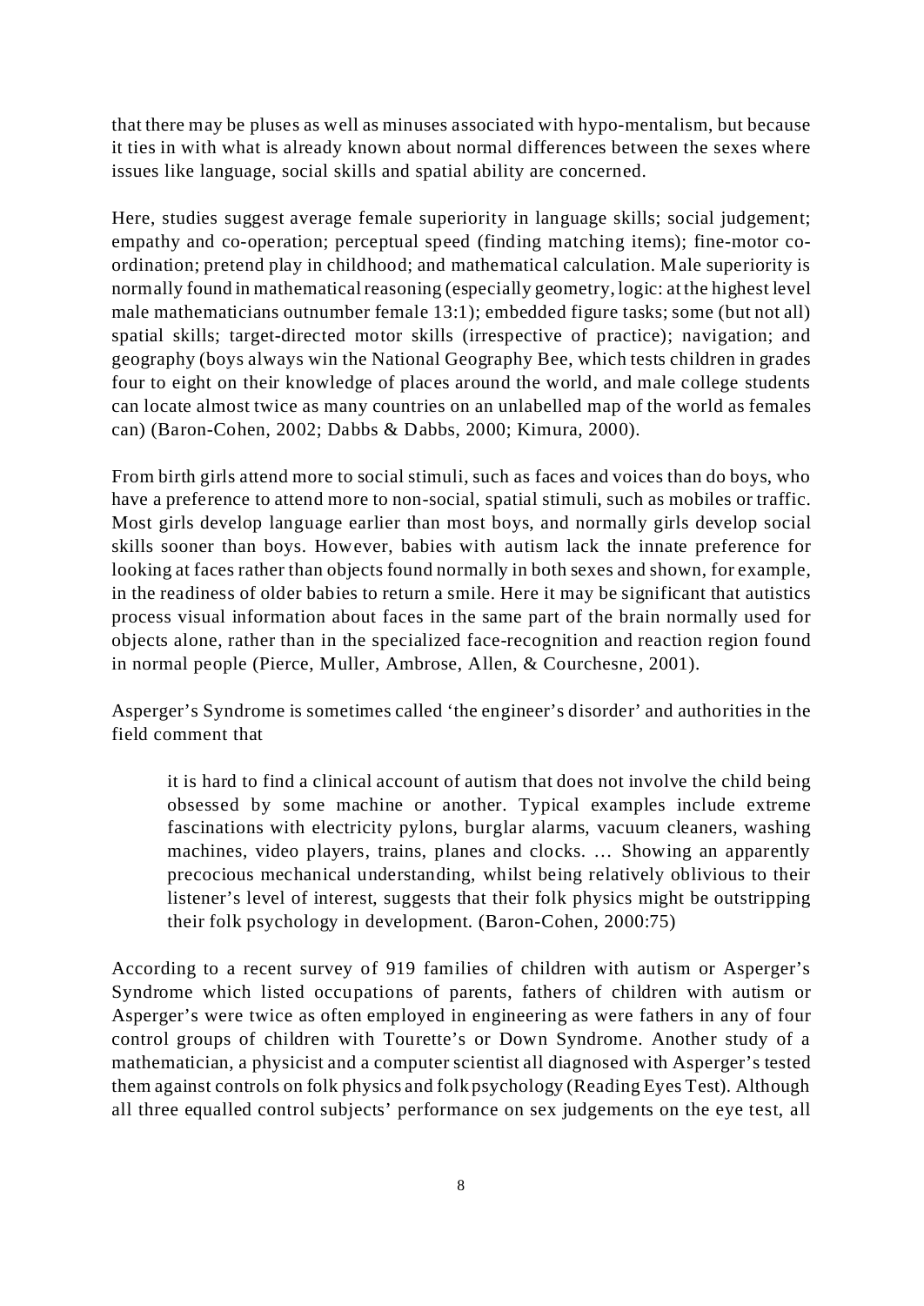that there may be pluses as well as minuses associated with hypo-mentalism, but because it ties in with what is already known about normal differences between the sexes where issues like language, social skills and spatial ability are concerned.

Here, studies suggest average female superiority in language skills; social judgement; empathy and co-operation; perceptual speed (finding matching items); fine-motor co-ordination; pretend play in childhood; and mathematical calculation. Male superiority is normally found in mathematical reasoning (especially geometry, logic: at the highest level male mathematicians outnumber female 13:1); embedded figure tasks; some (but not all) spatial skills; target-directed motor skills (irrespective of practice); navigation; and geography (boys always win the National Geography Bee, which tests children in grades four to eight on their knowledge of places around the world, and male college students can locate almost twice as many countries on an unlabelled map of the world as females can) (Baron-Cohen, 2002; Dabbs & Dabbs, 2000; Kimura, 2000).

From birth girls attend more to social stimuli, such as faces and voices than do boys, who have a preference to attend more to non-social, spatial stimuli, such as mobiles or traffic. Most girls develop language earlier than most boys, and normally girls develop social skills sooner than boys. However, babies with autism lack the innate preference for looking at faces rather than objects found normally in both sexes and shown, for example, in the readiness of older babies to return a smile. Here it may be significant that autistics process visual information about faces in the same part of the brain normally used for objects alone, rather than in the specialized face-recognition and reaction region found in normal people (Pierce, Muller, Ambrose, Allen, & Courchesne, 2001).

Asperger's Syndrome is sometimes called 'the engineer's disorder' and authorities in the field comment that

> it is hard to find a clinical account of autism that does not involve the child being obsessed by some machine or another. Typical examples include extreme fascinations with electricity pylons, burglar alarms, vacuum cleaners, washing machines, video players, trains, planes and clocks. … Showing an apparently precocious mechanical understanding, whilst being relatively oblivious to their listener's level of interest, suggests that their folk physics might be outstripping their folk psychology in development. (Baron-Cohen, 2000:75)

According to a recent survey of 919 families of children with autism or Asperger's Syndrome which listed occupations of parents, fathers of children with autism or Asperger's were twice as often employed in engineering as were fathers in any of four control groups of children with Tourette's or Down Syndrome. Another study of a mathematician, a physicist and a computer scientist all diagnosed with Asperger's tested them against controls on folk physics and folk psychology (Reading Eyes Test). Although all three equalled control subjects' performance on sex judgements on the eye test, all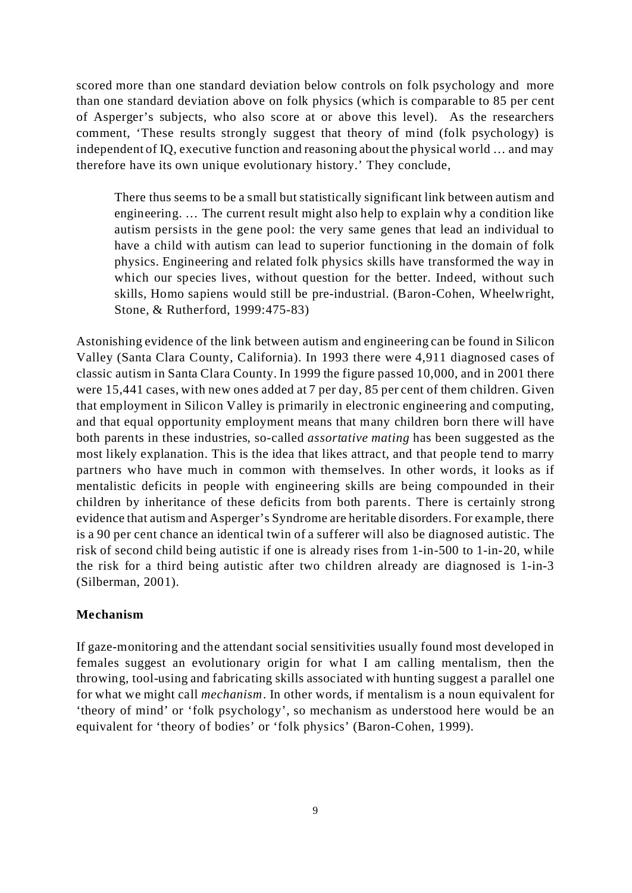scored more than one standard deviation below controls on folk psychology and more than one standard deviation above on folk physics (which is comparable to 85 per cent of Asperger's subjects, who also score at or above this level). As the researchers comment, 'These results strongly suggest that theory of mind (folk psychology) is independent of IQ, executive function and reasoning about the physical world … and may therefore have its own unique evolutionary history.' They conclude,

> There thus seems to be a small but statistically significant link between autism and engineering. … The current result might also help to explain why a condition like autism persists in the gene pool: the very same genes that lead an individual to have a child with autism can lead to superior functioning in the domain of folk physics. Engineering and related folk physics skills have transformed the way in which our species lives, without question for the better. Indeed, without such skills, Homo sapiens would still be pre-industrial. (Baron-Cohen, Wheelwright, Stone, & Rutherford, 1999:475-83)

Astonishing evidence of the link between autism and engineering can be found in Silicon Valley (Santa Clara County, California). In 1993 there were 4,911 diagnosed cases of classic autism in Santa Clara County. In 1999 the figure passed 10,000, and in 2001 there were 15,441 cases, with new ones added at 7 per day, 85 per cent of them children. Given that employment in Silicon Valley is primarily in electronic engineering and computing, and that equal opportunity employment means that many children born there will have both parents in these industries, so-called *assortative mating* has been suggested as the most likely explanation. This is the idea that likes attract, and that people tend to marry partners who have much in common with themselves. In other words, it looks as if mentalistic deficits in people with engineering skills are being compounded in their children by inheritance of these deficits from both parents. There is certainly strong evidence that autism and Asperger's Syndrome are heritable disorders. For example, there is a 90 per cent chance an identical twin of a sufferer will also be diagnosed autistic. The risk of second child being autistic if one is already rises from 1-in-500 to 1-in-20, while the risk for a third being autistic after two children already are diagnosed is 1-in-3 (Silberman, 2001).

## Mechanism

If gaze-monitoring and the attendant social sensitivities usually found most developed in females suggest an evolutionary origin for what I am calling mentalism, then the throwing, tool-using and fabricating skills associated with hunting suggest a parallel one for what we might call *mechanism*. In other words, if mentalism is a noun equivalent for 'theory of mind' or 'folk psychology', so mechanism as understood here would be an equivalent for 'theory of bodies' or 'folk physics' (Baron-Cohen, 1999).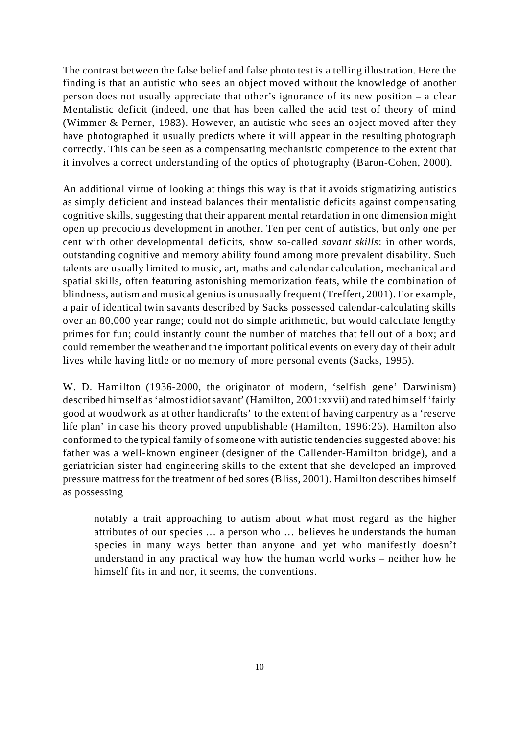The contrast between the false belief and false photo test is a telling illustration. Here the finding is that an autistic who sees an object moved without the knowledge of another person does not usually appreciate that other's ignorance of its new position – a clear Mentalistic deficit (indeed, one that has been called the acid test of theory of mind (Wimmer & Perner, 1983). However, an autistic who sees an object moved after they have photographed it usually predicts where it will appear in the resulting photograph correctly. This can be seen as a compensating mechanistic competence to the extent that it involves a correct understanding of the optics of photography (Baron-Cohen, 2000).

An additional virtue of looking at things this way is that it avoids stigmatizing autistics as simply deficient and instead balances their mentalistic deficits against compensating cognitive skills, suggesting that their apparent mental retardation in one dimension might open up precocious development in another. Ten per cent of autistics, but only one per cent with other developmental deficits, show so-called *savant skills*: in other words, outstanding cognitive and memory ability found among more prevalent disability. Such talents are usually limited to music, art, maths and calendar calculation, mechanical and spatial skills, often featuring astonishing memorization feats, while the combination of blindness, autism and musical genius is unusually frequent (Treffert, 2001). For example, a pair of identical twin savants described by Sacks possessed calendar-calculating skills over an 80,000 year range; could not do simple arithmetic, but would calculate lengthy primes for fun; could instantly count the number of matches that fell out of a box; and could remember the weather and the important political events on every day of their adult lives while having little or no memory of more personal events (Sacks, 1995).

W. D. Hamilton (1936-2000, the originator of modern, 'selfish gene' Darwinism) described himself as 'almost idiot savant' (Hamilton, 2001:xxvii) and rated himself 'fairly good at woodwork as at other handicrafts' to the extent of having carpentry as a 'reserve life plan' in case his theory proved unpublishable (Hamilton, 1996:26). Hamilton also conformed to the typical family of someone with autistic tendencies suggested above: his father was a well-known engineer (designer of the Callender-Hamilton bridge), and a geriatrician sister had engineering skills to the extent that she developed an improved pressure mattress for the treatment of bed sores (Bliss, 2001). Hamilton describes himself as possessing

> notably a trait approaching to autism about what most regard as the higher attributes of our species … a person who … believes he understands the human species in many ways better than anyone and yet who manifestly doesn't understand in any practical way how the human world works – neither how he himself fits in and nor, it seems, the conventions.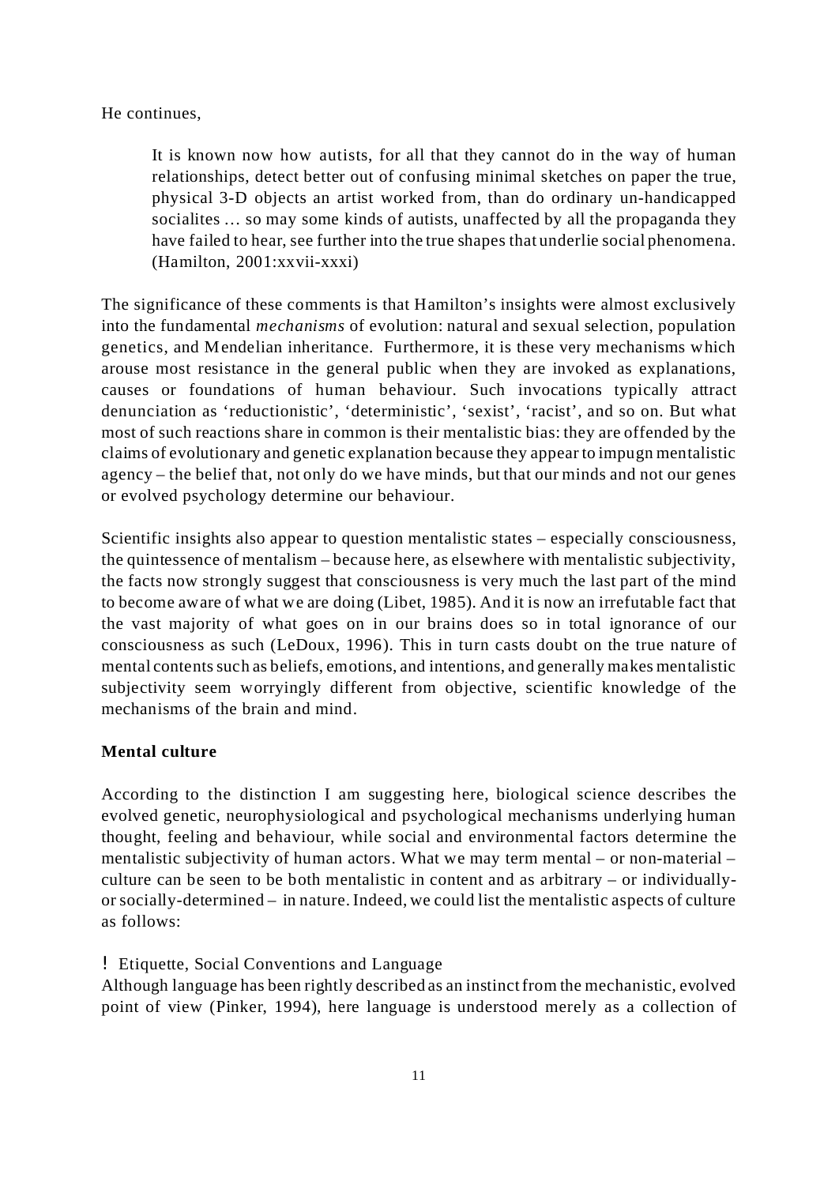He continues,

> It is known now how autists, for all that they cannot do in the way of human relationships, detect better out of confusing minimal sketches on paper the true, physical 3-D objects an artist worked from, than do ordinary un-handicapped socialites … so may some kinds of autists, unaffected by all the propaganda they have failed to hear, see further into the true shapes that underlie social phenomena. (Hamilton, 2001:xxvii-xxxi)

The significance of these comments is that Hamilton's insights were almost exclusively into the fundamental *mechanisms* of evolution: natural and sexual selection, population genetics, and Mendelian inheritance. Furthermore, it is these very mechanisms which arouse most resistance in the general public when they are invoked as explanations, causes or foundations of human behaviour. Such invocations typically attract denunciation as 'reductionistic', 'deterministic', 'sexist', 'racist', and so on. But what most of such reactions share in common is their mentalistic bias: they are offended by the claims of evolutionary and genetic explanation because they appear to impugn mentalistic agency – the belief that, not only do we have minds, but that our minds and not our genes or evolved psychology determine our behaviour.

Scientific insights also appear to question mentalistic states – especially consciousness, the quintessence of mentalism – because here, as elsewhere with mentalistic subjectivity, the facts now strongly suggest that consciousness is very much the last part of the mind to become aware of what we are doing (Libet, 1985). And it is now an irrefutable fact that the vast majority of what goes on in our brains does so in total ignorance of our consciousness as such (LeDoux, 1996). This in turn casts doubt on the true nature of mental contents such as beliefs, emotions, and intentions, and generally makes mentalistic subjectivity seem worryingly different from objective, scientific knowledge of the mechanisms of the brain and mind.

**Mental culture**

According to the distinction I am suggesting here, biological science describes the evolved genetic, neurophysiological and psychological mechanisms underlying human thought, feeling and behaviour, while social and environmental factors determine the mentalistic subjectivity of human actors. What we may term mental – or non-material – culture can be seen to be both mentalistic in content and as arbitrary – or individually- or socially-determined – in nature. Indeed, we could list the mentalistic aspects of culture as follows:

! Etiquette, Social Conventions and Language

Although language has been rightly described as an instinct from the mechanistic, evolved point of view (Pinker, 1994), here language is understood merely as a collection of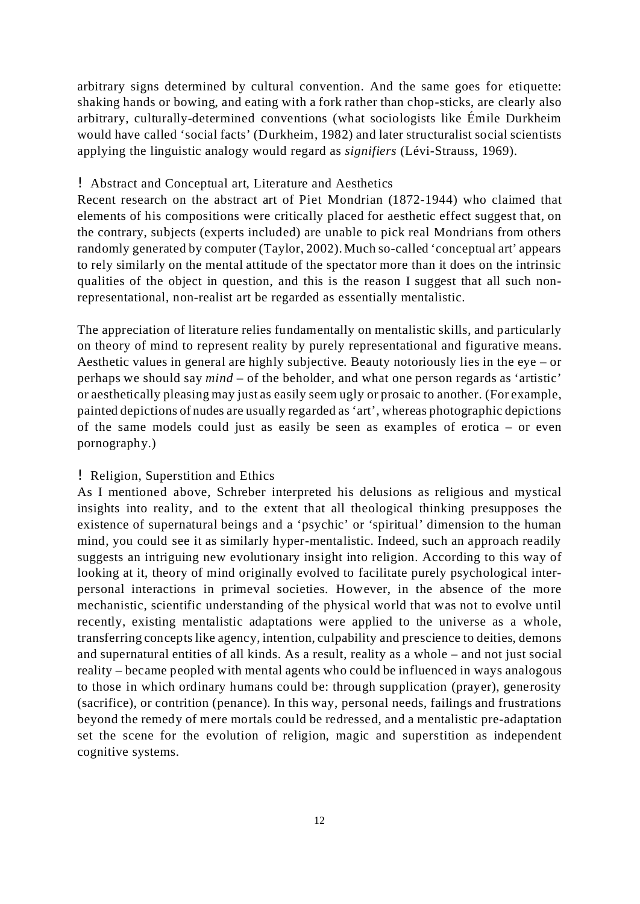arbitrary signs determined by cultural convention. And the same goes for etiquette: shaking hands or bowing, and eating with a fork rather than chop-sticks, are clearly also arbitrary, culturally-determined conventions (what sociologists like Émile Durkheim would have called 'social facts' (Durkheim, 1982) and later structuralist social scientists applying the linguistic analogy would regard as *signifiers* (Lévi-Strauss, 1969).

! Abstract and Conceptual art, Literature and Aesthetics

Recent research on the abstract art of Piet Mondrian (1872-1944) who claimed that elements of his compositions were critically placed for aesthetic effect suggest that, on the contrary, subjects (experts included) are unable to pick real Mondrians from others randomly generated by computer (Taylor, 2002). Much so-called 'conceptual art' appears to rely similarly on the mental attitude of the spectator more than it does on the intrinsic qualities of the object in question, and this is the reason I suggest that all such non-representational, non-realist art be regarded as essentially mentalistic.

The appreciation of literature relies fundamentally on mentalistic skills, and particularly on theory of mind to represent reality by purely representational and figurative means. Aesthetic values in general are highly subjective. Beauty notoriously lies in the eye – or perhaps we should say *mind* – of the beholder, and what one person regards as 'artistic' or aesthetically pleasing may just as easily seem ugly or prosaic to another. (For example, painted depictions of nudes are usually regarded as 'art', whereas photographic depictions of the same models could just as easily be seen as examples of erotica – or even pornography.)

! Religion, Superstition and Ethics

As I mentioned above, Schreber interpreted his delusions as religious and mystical insights into reality, and to the extent that all theological thinking presupposes the existence of supernatural beings and a 'psychic' or 'spiritual' dimension to the human mind, you could see it as similarly hyper-mentalistic. Indeed, such an approach readily suggests an intriguing new evolutionary insight into religion. According to this way of looking at it, theory of mind originally evolved to facilitate purely psychological inter-personal interactions in primeval societies. However, in the absence of the more mechanistic, scientific understanding of the physical world that was not to evolve until recently, existing mentalistic adaptations were applied to the universe as a whole, transferring concepts like agency, intention, culpability and prescience to deities, demons and supernatural entities of all kinds. As a result, reality as a whole – and not just social reality – became peopled with mental agents who could be influenced in ways analogous to those in which ordinary humans could be: through supplication (prayer), generosity (sacrifice), or contrition (penance). In this way, personal needs, failings and frustrations beyond the remedy of mere mortals could be redressed, and a mentalistic pre-adaptation set the scene for the evolution of religion, magic and superstition as independent cognitive systems.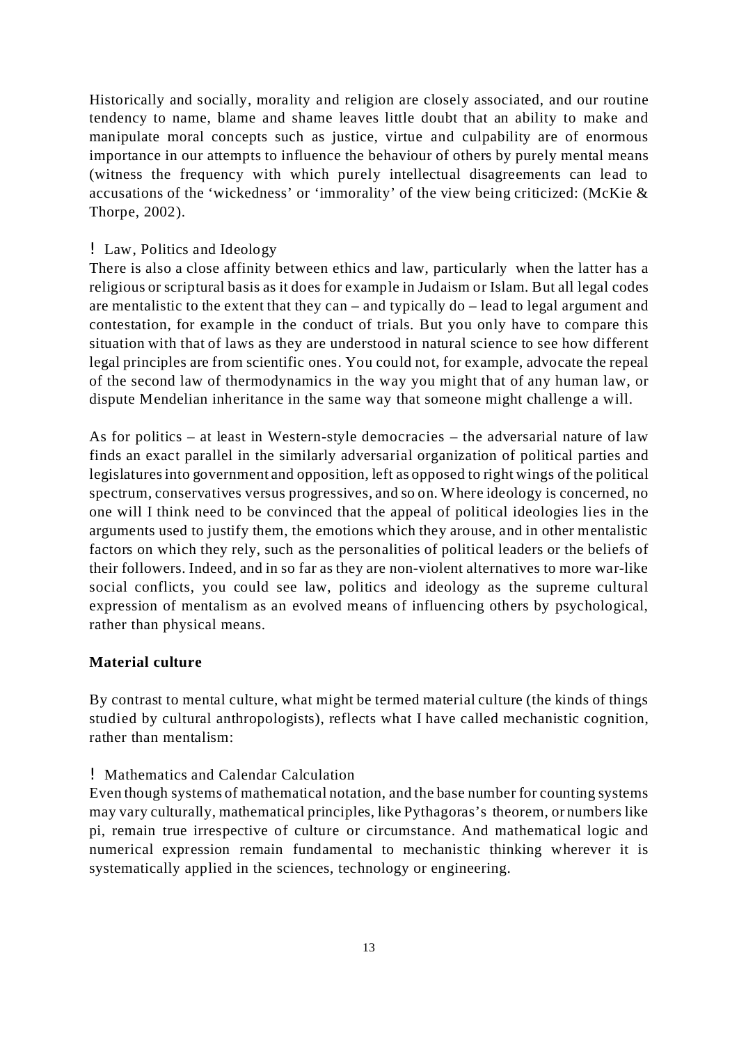Historically and socially, morality and religion are closely associated, and our routine tendency to name, blame and shame leaves little doubt that an ability to make and manipulate moral concepts such as justice, virtue and culpability are of enormous importance in our attempts to influence the behaviour of others by purely mental means (witness the frequency with which purely intellectual disagreements can lead to accusations of the 'wickedness' or 'immorality' of the view being criticized: (McKie & Thorpe, 2002).

! Law, Politics and Ideology

There is also a close affinity between ethics and law, particularly when the latter has a religious or scriptural basis as it does for example in Judaism or Islam. But all legal codes are mentalistic to the extent that they can – and typically do – lead to legal argument and contestation, for example in the conduct of trials. But you only have to compare this situation with that of laws as they are understood in natural science to see how different legal principles are from scientific ones. You could not, for example, advocate the repeal of the second law of thermodynamics in the way you might that of any human law, or dispute Mendelian inheritance in the same way that someone might challenge a will.

As for politics – at least in Western-style democracies – the adversarial nature of law finds an exact parallel in the similarly adversarial organization of political parties and legislatures into government and opposition, left as opposed to right wings of the political spectrum, conservatives versus progressives, and so on. Where ideology is concerned, no one will I think need to be convinced that the appeal of political ideologies lies in the arguments used to justify them, the emotions which they arouse, and in other mentalistic factors on which they rely, such as the personalities of political leaders or the beliefs of their followers. Indeed, and in so far as they are non-violent alternatives to more war-like social conflicts, you could see law, politics and ideology as the supreme cultural expression of mentalism as an evolved means of influencing others by psychological, rather than physical means.

**Material culture**

By contrast to mental culture, what might be termed material culture (the kinds of things studied by cultural anthropologists), reflects what I have called mechanistic cognition, rather than mentalism:

! Mathematics and Calendar Calculation

Even though systems of mathematical notation, and the base number for counting systems may vary culturally, mathematical principles, like Pythagoras's theorem, or numbers like pi, remain true irrespective of culture or circumstance. And mathematical logic and numerical expression remain fundamental to mechanistic thinking wherever it is systematically applied in the sciences, technology or engineering.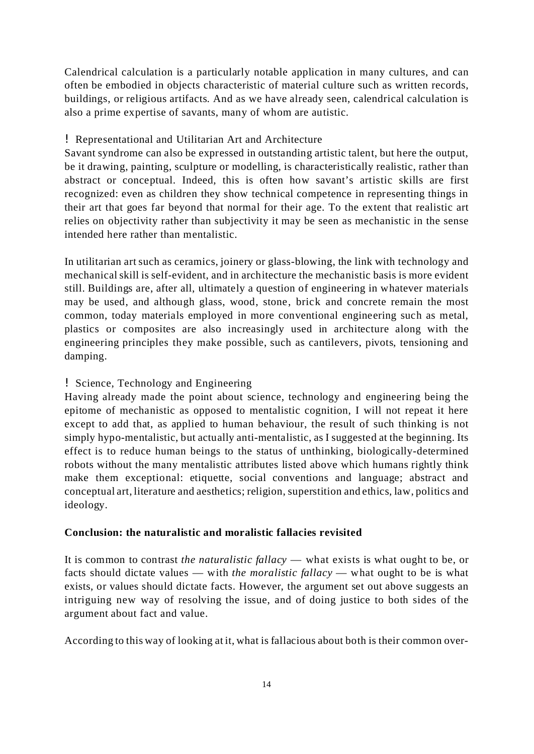Calendrical calculation is a particularly notable application in many cultures, and can often be embodied in objects characteristic of material culture such as written records, buildings, or religious artifacts. And as we have already seen, calendrical calculation is also a prime expertise of savants, many of whom are autistic.

! Representational and Utilitarian Art and Architecture

Savant syndrome can also be expressed in outstanding artistic talent, but here the output, be it drawing, painting, sculpture or modelling, is characteristically realistic, rather than abstract or conceptual. Indeed, this is often how savant's artistic skills are first recognized: even as children they show technical competence in representing things in their art that goes far beyond that normal for their age. To the extent that realistic art relies on objectivity rather than subjectivity it may be seen as mechanistic in the sense intended here rather than mentalistic.

In utilitarian art such as ceramics, joinery or glass-blowing, the link with technology and mechanical skill is self-evident, and in architecture the mechanistic basis is more evident still. Buildings are, after all, ultimately a question of engineering in whatever materials may be used, and although glass, wood, stone, brick and concrete remain the most common, today materials employed in more conventional engineering such as metal, plastics or composites are also increasingly used in architecture along with the engineering principles they make possible, such as cantilevers, pivots, tensioning and damping.

! Science, Technology and Engineering

Having already made the point about science, technology and engineering being the epitome of mechanistic as opposed to mentalistic cognition, I will not repeat it here except to add that, as applied to human behaviour, the result of such thinking is not simply hypo-mentalistic, but actually anti-mentalistic, as I suggested at the beginning. Its effect is to reduce human beings to the status of unthinking, biologically-determined robots without the many mentalistic attributes listed above which humans rightly think make them exceptional: etiquette, social conventions and language; abstract and conceptual art, literature and aesthetics; religion, superstition and ethics, law, politics and ideology.

**Conclusion: the naturalistic and moralistic fallacies revisited**

It is common to contrast *the naturalistic fallacy* — what exists is what ought to be, or facts should dictate values — with *the moralistic fallacy* — what ought to be is what exists, or values should dictate facts. However, the argument set out above suggests an intriguing new way of resolving the issue, and of doing justice to both sides of the argument about fact and value.

According to this way of looking at it, what is fallacious about both is their common over-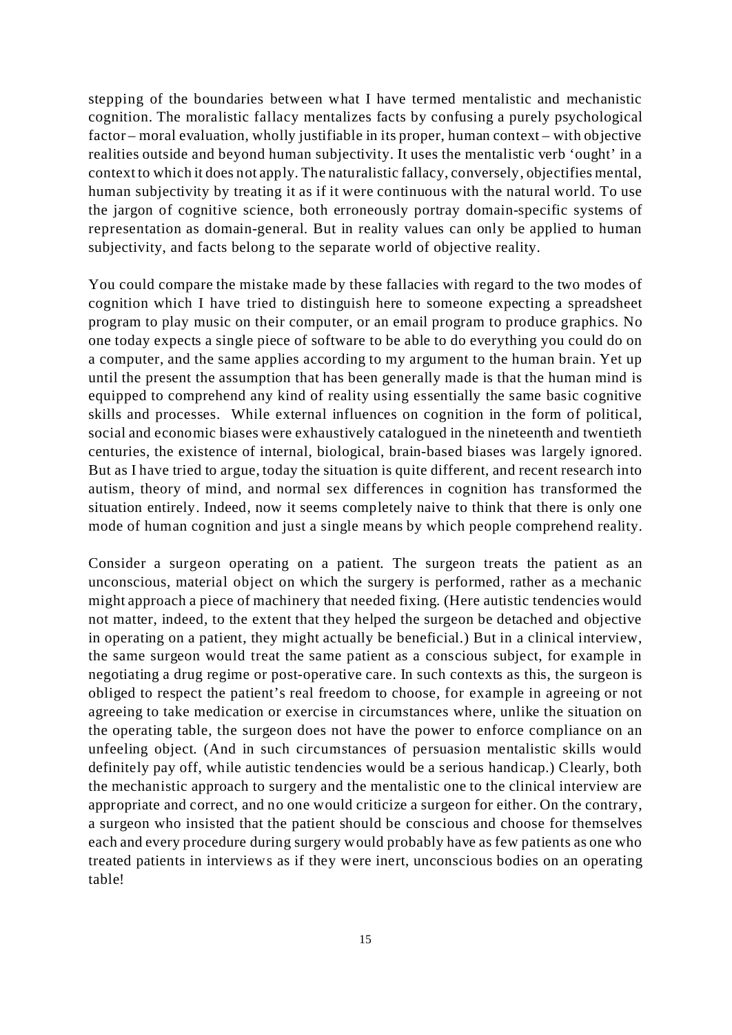stepping of the boundaries between what I have termed mentalistic and mechanistic cognition. The moralistic fallacy mentalizes facts by confusing a purely psychological factor – moral evaluation, wholly justifiable in its proper, human context – with objective realities outside and beyond human subjectivity. It uses the mentalistic verb 'ought' in a context to which it does not apply. The naturalistic fallacy, conversely, objectifies mental, human subjectivity by treating it as if it were continuous with the natural world. To use the jargon of cognitive science, both erroneously portray domain-specific systems of representation as domain-general. But in reality values can only be applied to human subjectivity, and facts belong to the separate world of objective reality.

You could compare the mistake made by these fallacies with regard to the two modes of cognition which I have tried to distinguish here to someone expecting a spreadsheet program to play music on their computer, or an email program to produce graphics. No one today expects a single piece of software to be able to do everything you could do on a computer, and the same applies according to my argument to the human brain. Yet up until the present the assumption that has been generally made is that the human mind is equipped to comprehend any kind of reality using essentially the same basic cognitive skills and processes. While external influences on cognition in the form of political, social and economic biases were exhaustively catalogued in the nineteenth and twentieth centuries, the existence of internal, biological, brain-based biases was largely ignored. But as I have tried to argue, today the situation is quite different, and recent research into autism, theory of mind, and normal sex differences in cognition has transformed the situation entirely. Indeed, now it seems completely naive to think that there is only one mode of human cognition and just a single means by which people comprehend reality.

Consider a surgeon operating on a patient. The surgeon treats the patient as an unconscious, material object on which the surgery is performed, rather as a mechanic might approach a piece of machinery that needed fixing. (Here autistic tendencies would not matter, indeed, to the extent that they helped the surgeon be detached and objective in operating on a patient, they might actually be beneficial.) But in a clinical interview, the same surgeon would treat the same patient as a conscious subject, for example in negotiating a drug regime or post-operative care. In such contexts as this, the surgeon is obliged to respect the patient's real freedom to choose, for example in agreeing or not agreeing to take medication or exercise in circumstances where, unlike the situation on the operating table, the surgeon does not have the power to enforce compliance on an unfeeling object. (And in such circumstances of persuasion mentalistic skills would definitely pay off, while autistic tendencies would be a serious handicap.) Clearly, both the mechanistic approach to surgery and the mentalistic one to the clinical interview are appropriate and correct, and no one would criticize a surgeon for either. On the contrary, a surgeon who insisted that the patient should be conscious and choose for themselves each and every procedure during surgery would probably have as few patients as one who treated patients in interviews as if they were inert, unconscious bodies on an operating table!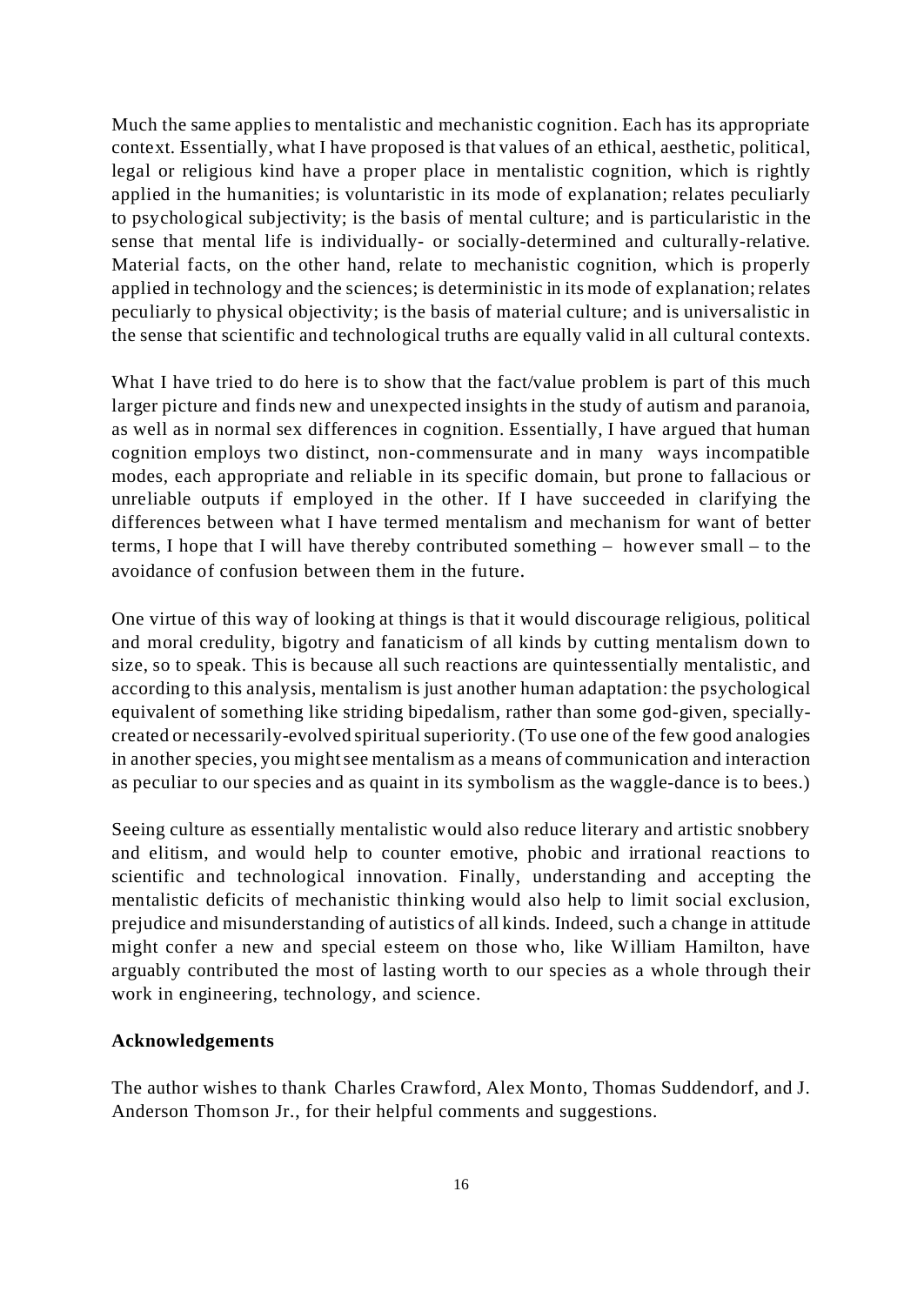Much the same applies to mentalistic and mechanistic cognition. Each has its appropriate context. Essentially, what I have proposed is that values of an ethical, aesthetic, political, legal or religious kind have a proper place in mentalistic cognition, which is rightly applied in the humanities; is voluntaristic in its mode of explanation; relates peculiarly to psychological subjectivity; is the basis of mental culture; and is particularistic in the sense that mental life is individually- or socially-determined and culturally-relative. Material facts, on the other hand, relate to mechanistic cognition, which is properly applied in technology and the sciences; is deterministic in its mode of explanation; relates peculiarly to physical objectivity; is the basis of material culture; and is universalistic in the sense that scientific and technological truths are equally valid in all cultural contexts.

What I have tried to do here is to show that the fact/value problem is part of this much larger picture and finds new and unexpected insights in the study of autism and paranoia, as well as in normal sex differences in cognition. Essentially, I have argued that human cognition employs two distinct, non-commensurate and in many ways incompatible modes, each appropriate and reliable in its specific domain, but prone to fallacious or unreliable outputs if employed in the other. If I have succeeded in clarifying the differences between what I have termed mentalism and mechanism for want of better terms, I hope that I will have thereby contributed something – however small – to the avoidance of confusion between them in the future.

One virtue of this way of looking at things is that it would discourage religious, political and moral credulity, bigotry and fanaticism of all kinds by cutting mentalism down to size, so to speak. This is because all such reactions are quintessentially mentalistic, and according to this analysis, mentalism is just another human adaptation: the psychological equivalent of something like striding bipedalism, rather than some god-given, specially-created or necessarily-evolved spiritual superiority. (To use one of the few good analogies in another species, you might see mentalism as a means of communication and interaction as peculiar to our species and as quaint in its symbolism as the waggle-dance is to bees.)

Seeing culture as essentially mentalistic would also reduce literary and artistic snobbery and elitism, and would help to counter emotive, phobic and irrational reactions to scientific and technological innovation. Finally, understanding and accepting the mentalistic deficits of mechanistic thinking would also help to limit social exclusion, prejudice and misunderstanding of autistics of all kinds. Indeed, such a change in attitude might confer a new and special esteem on those who, like William Hamilton, have arguably contributed the most of lasting worth to our species as a whole through their work in engineering, technology, and science.

**Acknowledgements**

The author wishes to thank Charles Crawford, Alex Monto, Thomas Suddendorf, and J. Anderson Thomson Jr., for their helpful comments and suggestions.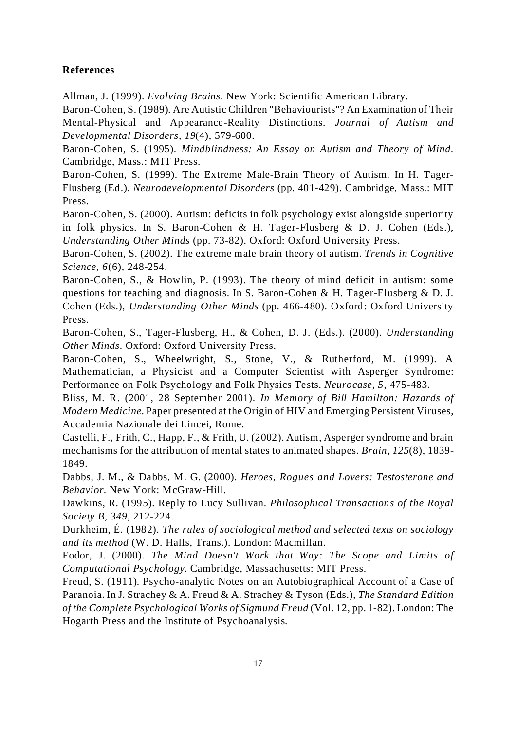## References

Allman, J. (1999). *Evolving Brains*. New York: Scientific American Library.

Baron-Cohen, S. (1989). Are Autistic Children "Behaviourists"? An Examination of Their Mental-Physical and Appearance-Reality Distinctions. *Journal of Autism and Developmental Disorders, 19*(4), 579-600.

Baron-Cohen, S. (1995). *Mindblindness: An Essay on Autism and Theory of Mind*. Cambridge, Mass.: MIT Press.

Baron-Cohen, S. (1999). The Extreme Male-Brain Theory of Autism. In H. Tager-Flusberg (Ed.), *Neurodevelopmental Disorders* (pp. 401-429). Cambridge, Mass.: MIT Press.

Baron-Cohen, S. (2000). Autism: deficits in folk psychology exist alongside superiority in folk physics. In S. Baron-Cohen & H. Tager-Flusberg & D. J. Cohen (Eds.), *Understanding Other Minds* (pp. 73-82). Oxford: Oxford University Press.

Baron-Cohen, S. (2002). The extreme male brain theory of autism. *Trends in Cognitive Science, 6*(6), 248-254.

Baron-Cohen, S., & Howlin, P. (1993). The theory of mind deficit in autism: some questions for teaching and diagnosis. In S. Baron-Cohen & H. Tager-Flusberg & D. J. Cohen (Eds.), *Understanding Other Minds* (pp. 466-480). Oxford: Oxford University Press.

Baron-Cohen, S., Tager-Flusberg, H., & Cohen, D. J. (Eds.). (2000). *Understanding Other Minds*. Oxford: Oxford University Press.

Baron-Cohen, S., Wheelwright, S., Stone, V., & Rutherford, M. (1999). A Mathematician, a Physicist and a Computer Scientist with Asperger Syndrome: Performance on Folk Psychology and Folk Physics Tests. *Neurocase, 5*, 475-483.

Bliss, M. R. (2001, 28 September 2001). *In Memory of Bill Hamilton: Hazards of Modern Medicine*. Paper presented at the Origin of HIV and Emerging Persistent Viruses, Accademia Nazionale dei Lincei, Rome.

Castelli, F., Frith, C., Happ, F., & Frith, U. (2002). Autism, Asperger syndrome and brain mechanisms for the attribution of mental states to animated shapes. *Brain, 125*(8), 1839-1849.

Dabbs, J. M., & Dabbs, M. G. (2000). *Heroes, Rogues and Lovers: Testosterone and Behavior*. New York: McGraw-Hill.

Dawkins, R. (1995). Reply to Lucy Sullivan. *Philosophical Transactions of the Royal Society B, 349*, 212-224.

Durkheim, É. (1982). *The rules of sociological method and selected texts on sociology and its method* (W. D. Halls, Trans.). London: Macmillan.

Fodor, J. (2000). *The Mind Doesn't Work that Way: The Scope and Limits of Computational Psychology*. Cambridge, Massachusetts: MIT Press.

Freud, S. (1911). Psycho-analytic Notes on an Autobiographical Account of a Case of Paranoia. In J. Strachey & A. Freud & A. Strachey & Tyson (Eds.), *The Standard Edition of the Complete Psychological Works of Sigmund Freud* (Vol. 12, pp. 1-82). London: The Hogarth Press and the Institute of Psychoanalysis.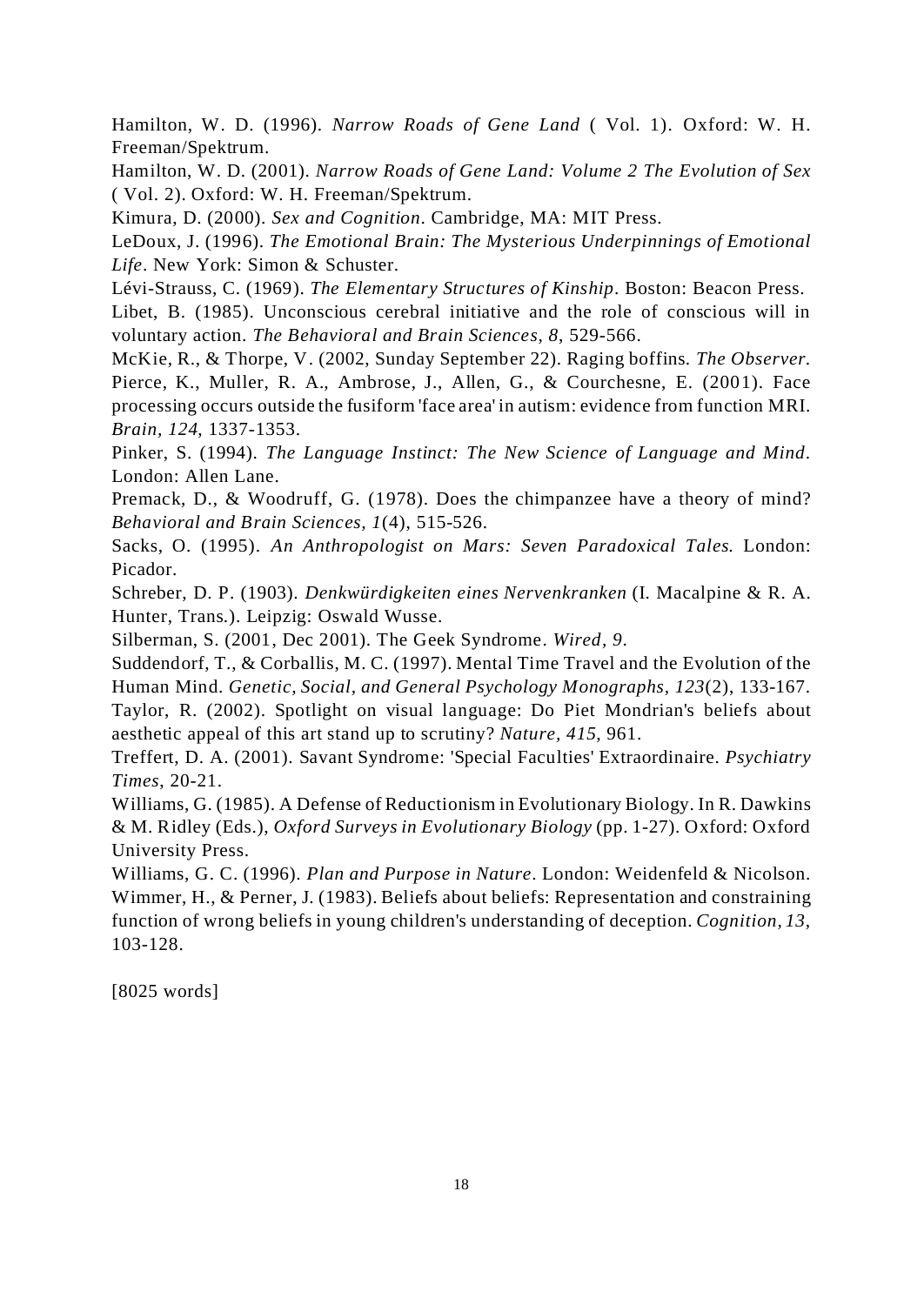Hamilton, W. D. (1996). *Narrow Roads of Gene Land* ( Vol. 1). Oxford: W. H. Freeman/Spektrum.

Hamilton, W. D. (2001). *Narrow Roads of Gene Land: Volume 2 The Evolution of Sex* ( Vol. 2). Oxford: W. H. Freeman/Spektrum.

Kimura, D. (2000). *Sex and Cognition*. Cambridge, MA: MIT Press.

LeDoux, J. (1996). *The Emotional Brain: The Mysterious Underpinnings of Emotional Life*. New York: Simon & Schuster.

Lévi-Strauss, C. (1969). *The Elementary Structures of Kinship*. Boston: Beacon Press.

Libet, B. (1985). Unconscious cerebral initiative and the role of conscious will in voluntary action. *The Behavioral and Brain Sciences, 8*, 529-566.

McKie, R., & Thorpe, V. (2002, Sunday September 22). Raging boffins. *The Observer*.

Pierce, K., Muller, R. A., Ambrose, J., Allen, G., & Courchesne, E. (2001). Face processing occurs outside the fusiform 'face area' in autism: evidence from function MRI. *Brain, 124*, 1337-1353.

Pinker, S. (1994). *The Language Instinct: The New Science of Language and Mind*. London: Allen Lane.

Premack, D., & Woodruff, G. (1978). Does the chimpanzee have a theory of mind? *Behavioral and Brain Sciences, 1*(4), 515-526.

Sacks, O. (1995). *An Anthropologist on Mars: Seven Paradoxical Tales*. London: Picador.

Schreber, D. P. (1903). *Denkwürdigkeiten eines Nervenkranken* (I. Macalpine & R. A. Hunter, Trans.). Leipzig: Oswald Wusse.

Silberman, S. (2001, Dec 2001). The Geek Syndrome. *Wired, 9*.

Suddendorf, T., & Corballis, M. C. (1997). Mental Time Travel and the Evolution of the Human Mind. *Genetic, Social, and General Psychology Monographs, 123*(2), 133-167.

Taylor, R. (2002). Spotlight on visual language: Do Piet Mondrian's beliefs about aesthetic appeal of this art stand up to scrutiny? *Nature, 415*, 961.

Treffert, D. A. (2001). Savant Syndrome: 'Special Faculties' Extraordinaire. *Psychiatry Times*, 20-21.

Williams, G. (1985). A Defense of Reductionism in Evolutionary Biology. In R. Dawkins & M. Ridley (Eds.), *Oxford Surveys in Evolutionary Biology* (pp. 1-27). Oxford: Oxford University Press.

Williams, G. C. (1996). *Plan and Purpose in Nature*. London: Weidenfeld & Nicolson.

Wimmer, H., & Perner, J. (1983). Beliefs about beliefs: Representation and constraining function of wrong beliefs in young children's understanding of deception. *Cognition, 13*, 103-128.

[8025 words]